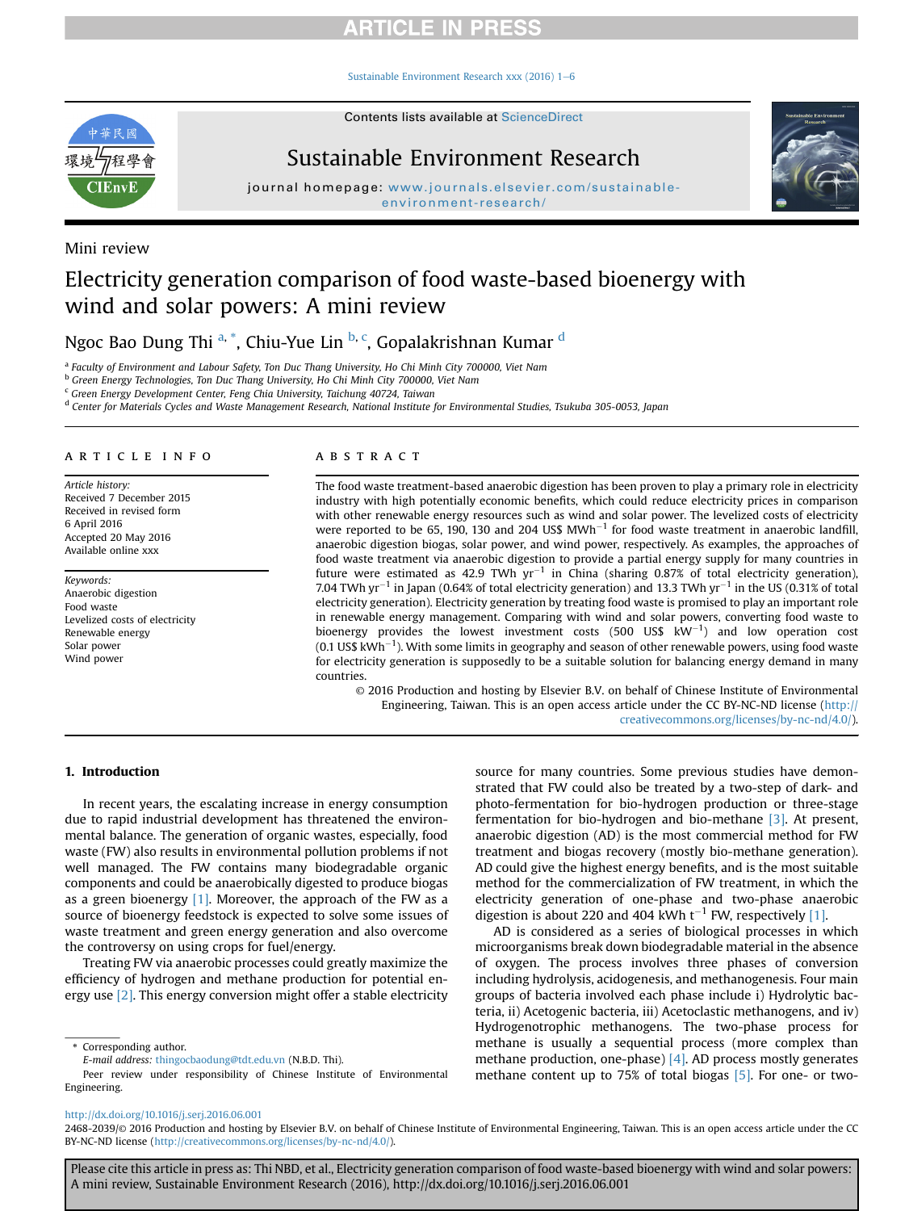Mini review

# Electricity generation comparison of food waste-based bioenergy with wind and solar powers: A mini review

Ngoc Bao Dung Thi [a,*], Chiu-Yue Lin [b,c], Gopalakrishnan Kumar [d]

[a] Faculty of Environment and Labour Safety, Ton Duc Thang University, Ho Chi Minh City 700000, Viet Nam
[b] Green Energy Technologies, Ton Duc Thang University, Ho Chi Minh City 700000, Viet Nam
[c] Green Energy Development Center, Feng Chia University, Taichung 40724, Taiwan
[d] Center for Materials Cycles and Waste Management Research, National Institute for Environmental Studies, Tsukuba 305-0053, Japan

**ARTICLE INFO**

*Article history:*
Received 7 December 2015
Received in revised form
6 April 2016
Accepted 20 May 2016
Available online xxx

*Keywords:*
Anaerobic digestion
Food waste
Levelized costs of electricity
Renewable energy
Solar power
Wind power

**ABSTRACT**

The food waste treatment-based anaerobic digestion has been proven to play a primary role in electricity industry with high potentially economic benefits, which could reduce electricity prices in comparison with other renewable energy resources such as wind and solar power. The levelized costs of electricity were reported to be 65, 190, 130 and 204 US$ $MWh^{-1}$ for food waste treatment in anaerobic landfill, anaerobic digestion biogas, solar power, and wind power, respectively. As examples, the approaches of food waste treatment via anaerobic digestion to provide a partial energy supply for many countries in future were estimated as 42.9 TWh $yr^{-1}$ in China (sharing 0.87% of total electricity generation), 7.04 TWh $yr^{-1}$ in Japan (0.64% of total electricity generation) and 13.3 TWh $yr^{-1}$ in the US (0.31% of total electricity generation). Electricity generation by treating food waste is promised to play an important role in renewable energy management. Comparing with wind and solar powers, converting food waste to bioenergy provides the lowest investment costs (500 US$ $kW^{-1}$) and low operation cost (0.1 US$ $kWh^{-1}$). With some limits in geography and season of other renewable powers, using food waste for electricity generation is supposedly to be a suitable solution for balancing energy demand in many countries.

© 2016 Production and hosting by Elsevier B.V. on behalf of Chinese Institute of Environmental Engineering, Taiwan. This is an open access article under the CC BY-NC-ND license (http://creativecommons.org/licenses/by-nc-nd/4.0/).

## 1. Introduction

In recent years, the escalating increase in energy consumption due to rapid industrial development has threatened the environmental balance. The generation of organic wastes, especially, food waste (FW) also results in environmental pollution problems if not well managed. The FW contains many biodegradable organic components and could be anaerobically digested to produce biogas as a green bioenergy [1]. Moreover, the approach of the FW as a source of bioenergy feedstock is expected to solve some issues of waste treatment and green energy generation and also overcome the controversy on using crops for fuel/energy.

Treating FW via anaerobic processes could greatly maximize the efficiency of hydrogen and methane production for potential energy use [2]. This energy conversion might offer a stable electricity source for many countries. Some previous studies have demonstrated that FW could also be treated by a two-step of dark- and photo-fermentation for bio-hydrogen production or three-stage fermentation for bio-hydrogen and bio-methane [3]. At present, anaerobic digestion (AD) is the most commercial method for FW treatment and biogas recovery (mostly bio-methane generation). AD could give the highest energy benefits, and is the most suitable method for the commercialization of FW treatment, in which the electricity generation of one-phase and two-phase anaerobic digestion is about 220 and 404 kWh $t^{-1}$ FW, respectively [1].

AD is considered as a series of biological processes in which microorganisms break down biodegradable material in the absence of oxygen. The process involves three phases of conversion including hydrolysis, acidogenesis, and methanogenesis. Four main groups of bacteria involved each phase include i) Hydrolytic bacteria, ii) Acetogenic bacteria, iii) Acetoclastic methanogens, and iv) Hydrogenotrophic methanogens. The two-phase process for methane is usually a sequential process (more complex than methane production, one-phase) [4]. AD process mostly generates methane content up to 75% of total biogas [5]. For one- or two-

\* Corresponding author.
*E-mail address:* thingocbaodung@tdt.edu.vn (N.B.D. Thi).
Peer review under responsibility of Chinese Institute of Environmental Engineering.

http://dx.doi.org/10.1016/j.serj.2016.06.001
2468-2039/© 2016 Production and hosting by Elsevier B.V. on behalf of Chinese Institute of Environmental Engineering, Taiwan. This is an open access article under the CC BY-NC-ND license (http://creativecommons.org/licenses/by-nc-nd/4.0/).

Please cite this article in press as: Thi NBD, et al., Electricity generation comparison of food waste-based bioenergy with wind and solar powers: A mini review, Sustainable Environment Research (2016), http://dx.doi.org/10.1016/j.serj.2016.06.001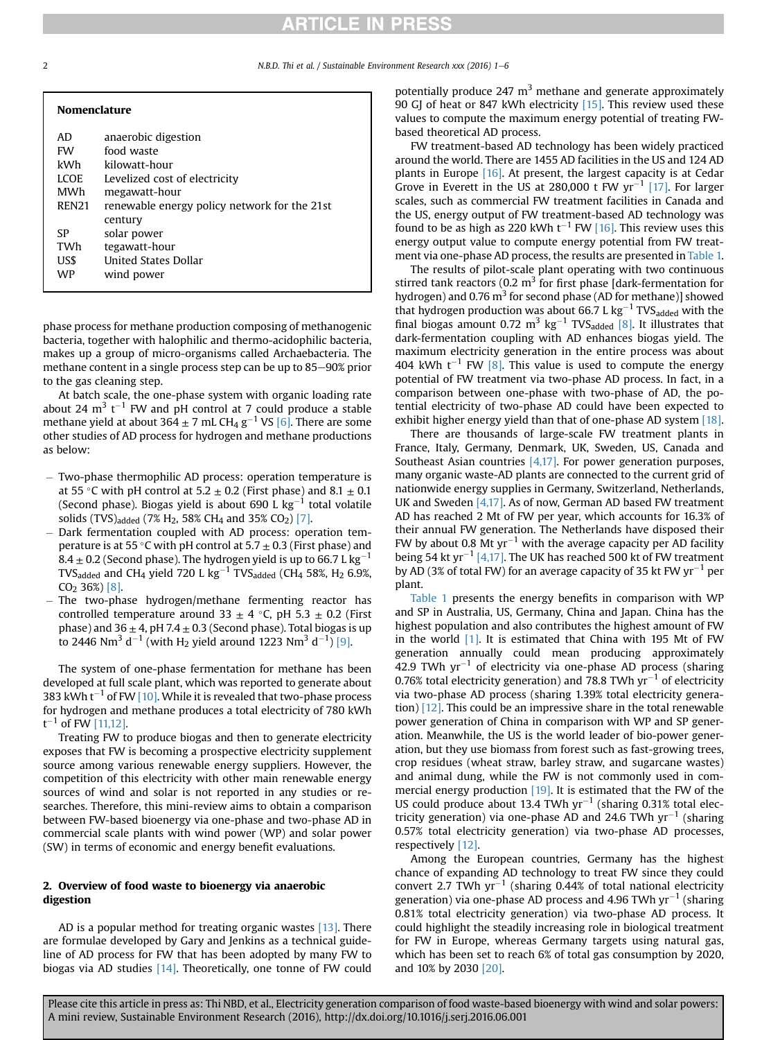**Nomenclature**

| | |
|---|---|
| AD | anaerobic digestion |
| FW | food waste |
| kWh | kilowatt-hour |
| LCOE | Levelized cost of electricity |
| MWh | megawatt-hour |
| REN21 | renewable energy policy network for the 21st century |
| SP | solar power |
| TWh | tegawatt-hour |
| US$ | United States Dollar |
| WP | wind power |

phase process for methane production composing of methanogenic bacteria, together with halophilic and thermo-acidophilic bacteria, makes up a group of micro-organisms called Archaebacteria. The methane content in a single process step can be up to 85–90% prior to the gas cleaning step.

At batch scale, the one-phase system with organic loading rate about 24 $m^3$ $t^{-1}$ FW and pH control at 7 could produce a stable methane yield at about 364 ± 7 mL $CH_4$ $g^{-1}$ VS [6]. There are some other studies of AD process for hydrogen and methane productions as below:

- Two-phase thermophilic AD process: operation temperature is at 55 °C with pH control at 5.2 ± 0.2 (First phase) and 8.1 ± 0.1 (Second phase). Biogas yield is about 690 L $kg^{-1}$ total volatile solids $(TVS)_{added}$ (7% $H_2$, 58% $CH_4$ and 35% $CO_2$) [7].
- Dark fermentation coupled with AD process: operation temperature is at 55 °C with pH control at 5.7 ± 0.3 (First phase) and 8.4 ± 0.2 (Second phase). The hydrogen yield is up to 66.7 L $kg^{-1}$ $TVS_{added}$ and $CH_4$ yield 720 L $kg^{-1}$ $TVS_{added}$ ($CH_4$ 58%, $H_2$ 6.9%, $CO_2$ 36%) [8].
- The two-phase hydrogen/methane fermenting reactor has controlled temperature around 33 ± 4 °C, pH 5.3 ± 0.2 (First phase) and 36 ± 4, pH 7.4 ± 0.3 (Second phase). Total biogas is up to 2446 $Nm^3$ $d^{-1}$ (with $H_2$ yield around 1223 $Nm^3$ $d^{-1}$) [9].

The system of one-phase fermentation for methane has been developed at full scale plant, which was reported to generate about 383 kWh $t^{-1}$ of FW [10]. While it is revealed that two-phase process for hydrogen and methane produces a total electricity of 780 kWh $t^{-1}$ of FW [11,12].

Treating FW to produce biogas and then to generate electricity exposes that FW is becoming a prospective electricity supplement source among various renewable energy suppliers. However, the competition of this electricity with other main renewable energy sources of wind and solar is not reported in any studies or researches. Therefore, this mini-review aims to obtain a comparison between FW-based bioenergy via one-phase and two-phase AD in commercial scale plants with wind power (WP) and solar power (SW) in terms of economic and energy benefit evaluations.

## 2. Overview of food waste to bioenergy via anaerobic digestion

AD is a popular method for treating organic wastes [13]. There are formulae developed by Gary and Jenkins as a technical guideline of AD process for FW that has been adopted by many FW to biogas via AD studies [14]. Theoretically, one tonne of FW could potentially produce 247 $m^3$ methane and generate approximately 90 GJ of heat or 847 kWh electricity [15]. This review used these values to compute the maximum energy potential of treating FW-based theoretical AD process.

FW treatment-based AD technology has been widely practiced around the world. There are 1455 AD facilities in the US and 124 AD plants in Europe [16]. At present, the largest capacity is at Cedar Grove in Everett in the US at 280,000 t FW $yr^{-1}$ [17]. For larger scales, such as commercial FW treatment facilities in Canada and the US, energy output of FW treatment-based AD technology was found to be as high as 220 kWh $t^{-1}$ FW [16]. This review uses this energy output value to compute energy potential from FW treatment via one-phase AD process, the results are presented in Table 1.

The results of pilot-scale plant operating with two continuous stirred tank reactors (0.2 $m^3$ for first phase [dark-fermentation for hydrogen) and 0.76 $m^3$ for second phase (AD for methane)] showed that hydrogen production was about 66.7 L $kg^{-1}$ $TVS_{added}$ with the final biogas amount 0.72 $m^3$ $kg^{-1}$ $TVS_{added}$ [8]. It illustrates that dark-fermentation coupling with AD enhances biogas yield. The maximum electricity generation in the entire process was about 404 kWh $t^{-1}$ FW [8]. This value is used to compute the energy potential of FW treatment via two-phase AD process. In fact, in a comparison between one-phase with two-phase of AD, the potential electricity of two-phase AD could have been expected to exhibit higher energy yield than that of one-phase AD system [18].

There are thousands of large-scale FW treatment plants in France, Italy, Germany, Denmark, UK, Sweden, US, Canada and Southeast Asian countries [4,17]. For power generation purposes, many organic waste-AD plants are connected to the current grid of nationwide energy supplies in Germany, Switzerland, Netherlands, UK and Sweden [4,17]. As of now, German AD based FW treatment AD has reached 2 Mt of FW per year, which accounts for 16.3% of their annual FW generation. The Netherlands have disposed their FW by about 0.8 Mt $yr^{-1}$ with the average capacity per AD facility being 54 kt $yr^{-1}$ [4,17]. The UK has reached 500 kt of FW treatment by AD (3% of total FW) for an average capacity of 35 kt FW $yr^{-1}$ per plant.

Table 1 presents the energy benefits in comparison with WP and SP in Australia, US, Germany, China and Japan. China has the highest population and also contributes the highest amount of FW in the world [1]. It is estimated that China with 195 Mt of FW generation annually could mean producing approximately 42.9 TWh $yr^{-1}$ of electricity via one-phase AD process (sharing 0.76% total electricity generation) and 78.8 TWh $yr^{-1}$ of electricity via two-phase AD process (sharing 1.39% total electricity generation) [12]. This could be an impressive share in the total renewable power generation of China in comparison with WP and SP generation. Meanwhile, the US is the world leader of bio-power generation, but they use biomass from forest such as fast-growing trees, crop residues (wheat straw, barley straw, and sugarcane wastes) and animal dung, while the FW is not commonly used in commercial energy production [19]. It is estimated that the FW of the US could produce about 13.4 TWh $yr^{-1}$ (sharing 0.31% total electricity generation) via one-phase AD and 24.6 TWh $yr^{-1}$ (sharing 0.57% total electricity generation) via two-phase AD processes, respectively [12].

Among the European countries, Germany has the highest chance of expanding AD technology to treat FW since they could convert 2.7 TWh $yr^{-1}$ (sharing 0.44% of total national electricity generation) via one-phase AD process and 4.96 TWh $yr^{-1}$ (sharing 0.81% total electricity generation) via two-phase AD process. It could highlight the steadily increasing role in biological treatment for FW in Europe, whereas Germany targets using natural gas, which has been set to reach 6% of total gas consumption by 2020, and 10% by 2030 [20].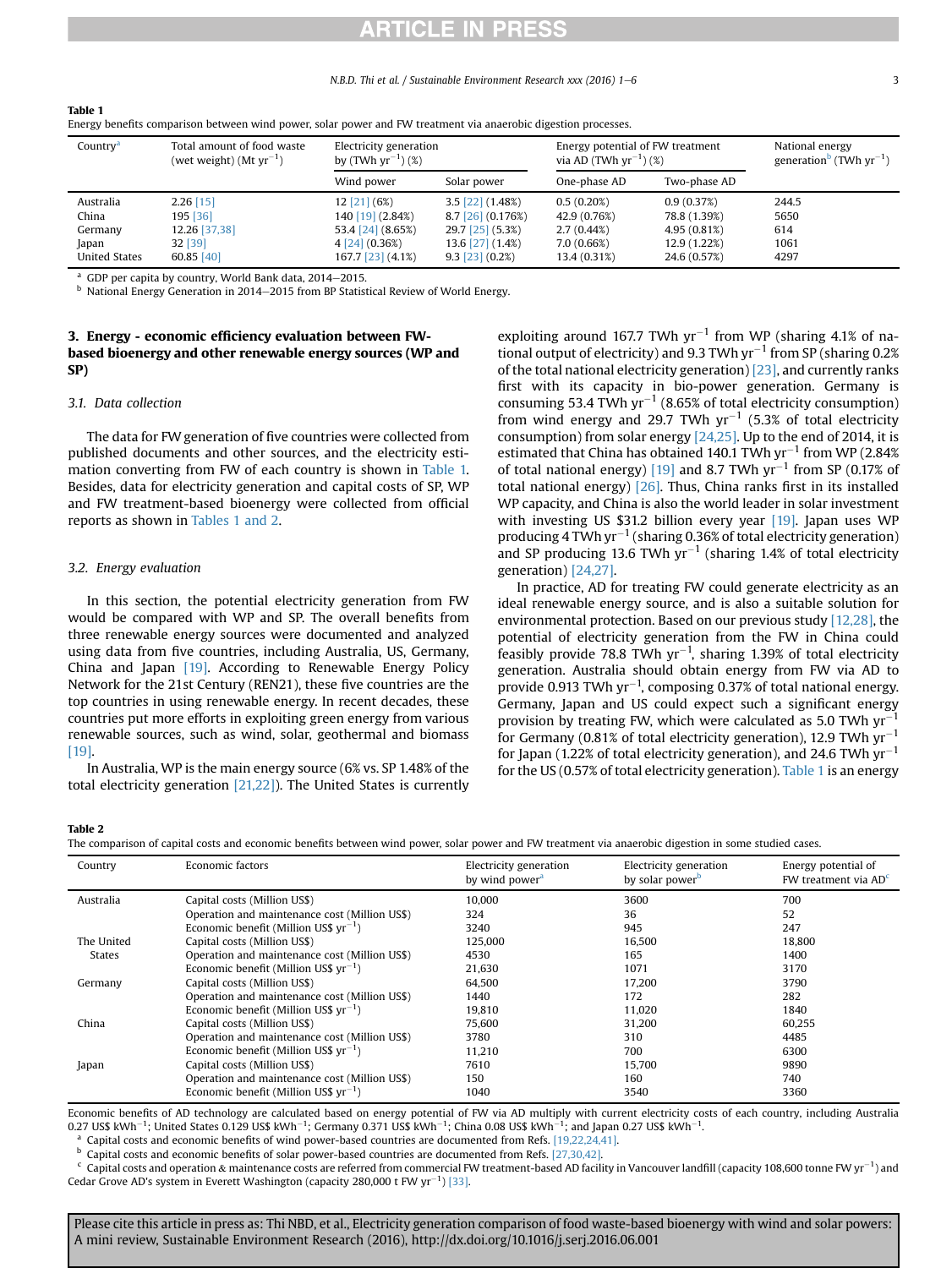**Table 1**
Energy benefits comparison between wind power, solar power and FW treatment via anaerobic digestion processes.

| Country[a] | Total amount of food waste (wet weight) (Mt $yr^{-1}$) | Electricity generation by ($TWh\ yr^{-1}$) (%) | | Energy potential of FW treatment via AD ($TWh\ yr^{-1}$) (%) | | National energy generation[b] ($TWh\ yr^{-1}$) |
|---|---|---|---|---|---|---|
| | | Wind power | Solar power | One-phase AD | Two-phase AD | |
| Australia | 2.26 [15] | 12 [21] (6%) | 3.5 [22] (1.48%) | 0.5 (0.20%) | 0.9 (0.37%) | 244.5 |
| China | 195 [36] | 140 [19] (2.84%) | 8.7 [26] (0.176%) | 42.9 (0.76%) | 78.8 (1.39%) | 5650 |
| Germany | 12.26 [37,38] | 53.4 [24] (8.65%) | 29.7 [25] (5.3%) | 2.7 (0.44%) | 4.95 (0.81%) | 614 |
| Japan | 32 [39] | 4 [24] (0.36%) | 13.6 [27] (1.4%) | 7.0 (0.66%) | 12.9 (1.22%) | 1061 |
| United States | 60.85 [40] | 167.7 [23] (4.1%) | 9.3 [23] (0.2%) | 13.4 (0.31%) | 24.6 (0.57%) | 4297 |

[a] GDP per capita by country, World Bank data, 2014–2015.
[b] National Energy Generation in 2014–2015 from BP Statistical Review of World Energy.

## 3. Energy - economic efficiency evaluation between FW-based bioenergy and other renewable energy sources (WP and SP)

### 3.1. Data collection

The data for FW generation of five countries were collected from published documents and other sources, and the electricity estimation converting from FW of each country is shown in Table 1. Besides, data for electricity generation and capital costs of SP, WP and FW treatment-based bioenergy were collected from official reports as shown in Tables 1 and 2.

### 3.2. Energy evaluation

In this section, the potential electricity generation from FW would be compared with WP and SP. The overall benefits from three renewable energy sources were documented and analyzed using data from five countries, including Australia, US, Germany, China and Japan [19]. According to Renewable Energy Policy Network for the 21st Century (REN21), these five countries are the top countries in using renewable energy. In recent decades, these countries put more efforts in exploiting green energy from various renewable sources, such as wind, solar, geothermal and biomass [19].

In Australia, WP is the main energy source (6% vs. SP 1.48% of the total electricity generation [21,22]). The United States is currently exploiting around 167.7 $TWh\ yr^{-1}$ from WP (sharing 4.1% of national output of electricity) and 9.3 $TWh\ yr^{-1}$ from SP (sharing 0.2% of the total national electricity generation) [23], and currently ranks first with its capacity in bio-power generation. Germany is consuming 53.4 $TWh\ yr^{-1}$ (8.65% of total electricity consumption) from wind energy and 29.7 $TWh\ yr^{-1}$ (5.3% of total electricity consumption) from solar energy [24,25]. Up to the end of 2014, it is estimated that China has obtained 140.1 $TWh\ yr^{-1}$ from WP (2.84% of total national energy) [19] and 8.7 $TWh\ yr^{-1}$ from SP (0.17% of total national energy) [26]. Thus, China ranks first in its installed WP capacity, and China is also the world leader in solar investment with investing US $31.2 billion every year [19]. Japan uses WP producing 4 $TWh\ yr^{-1}$ (sharing 0.36% of total electricity generation) and SP producing 13.6 $TWh\ yr^{-1}$ (sharing 1.4% of total electricity generation) [24,27].

In practice, AD for treating FW could generate electricity as an ideal renewable energy source, and is also a suitable solution for environmental protection. Based on our previous study [12,28], the potential of electricity generation from the FW in China could feasibly provide 78.8 $TWh\ yr^{-1}$, sharing 1.39% of total electricity generation. Australia should obtain energy from FW via AD to provide 0.913 $TWh\ yr^{-1}$, composing 0.37% of total national energy. Germany, Japan and US could expect such a significant energy provision by treating FW, which were calculated as 5.0 $TWh\ yr^{-1}$ for Germany (0.81% of total electricity generation), 12.9 $TWh\ yr^{-1}$ for Japan (1.22% of total electricity generation), and 24.6 $TWh\ yr^{-1}$ for the US (0.57% of total electricity generation). Table 1 is an energy

**Table 2**
The comparison of capital costs and economic benefits between wind power, solar power and FW treatment via anaerobic digestion in some studied cases.

| Country | Economic factors | Electricity generation by wind power[a] | Electricity generation by solar power[b] | Energy potential of FW treatment via AD[c] |
|---|---|---|---|---|
| Australia | Capital costs (Million US$) | 10,000 | 3600 | 700 |
| | Operation and maintenance cost (Million US$) | 324 | 36 | 52 |
| | Economic benefit (Million US$ $yr^{-1}$) | 3240 | 945 | 247 |
| The United States | Capital costs (Million US$) | 125,000 | 16,500 | 18,800 |
| | Operation and maintenance cost (Million US$) | 4530 | 165 | 1400 |
| | Economic benefit (Million US$ $yr^{-1}$) | 21,630 | 1071 | 3170 |
| Germany | Capital costs (Million US$) | 64,500 | 17,200 | 3790 |
| | Operation and maintenance cost (Million US$) | 1440 | 172 | 282 |
| | Economic benefit (Million US$ $yr^{-1}$) | 19,810 | 11,020 | 1840 |
| China | Capital costs (Million US$) | 75,600 | 31,200 | 60,255 |
| | Operation and maintenance cost (Million US$) | 3780 | 310 | 4485 |
| | Economic benefit (Million US$ $yr^{-1}$) | 11,210 | 700 | 6300 |
| Japan | Capital costs (Million US$) | 7610 | 15,700 | 9890 |
| | Operation and maintenance cost (Million US$) | 150 | 160 | 740 |
| | Economic benefit (Million US$ $yr^{-1}$) | 1040 | 3540 | 3360 |

Economic benefits of AD technology are calculated based on energy potential of FW via AD multiply with current electricity costs of each country, including Australia 0.27 US$ $kWh^{-1}$; United States 0.129 US$ $kWh^{-1}$; Germany 0.371 US$ $kWh^{-1}$; China 0.08 US$ $kWh^{-1}$; and Japan 0.27 US$ $kWh^{-1}$.
[a] Capital costs and economic benefits of wind power-based countries are documented from Refs. [19,22,24,41].
[b] Capital costs and economic benefits of solar power-based countries are documented from Refs. [27,30,42].
[c] Capital costs and operation & maintenance costs are referred from commercial FW treatment-based AD facility in Vancouver landfill (capacity 108,600 tonne FW $yr^{-1}$) and Cedar Grove AD's system in Everett Washington (capacity 280,000 t FW $yr^{-1}$) [33].

Please cite this article in press as: Thi NBD, et al., Electricity generation comparison of food waste-based bioenergy with wind and solar powers: A mini review, Sustainable Environment Research (2016), http://dx.doi.org/10.1016/j.serj.2016.06.001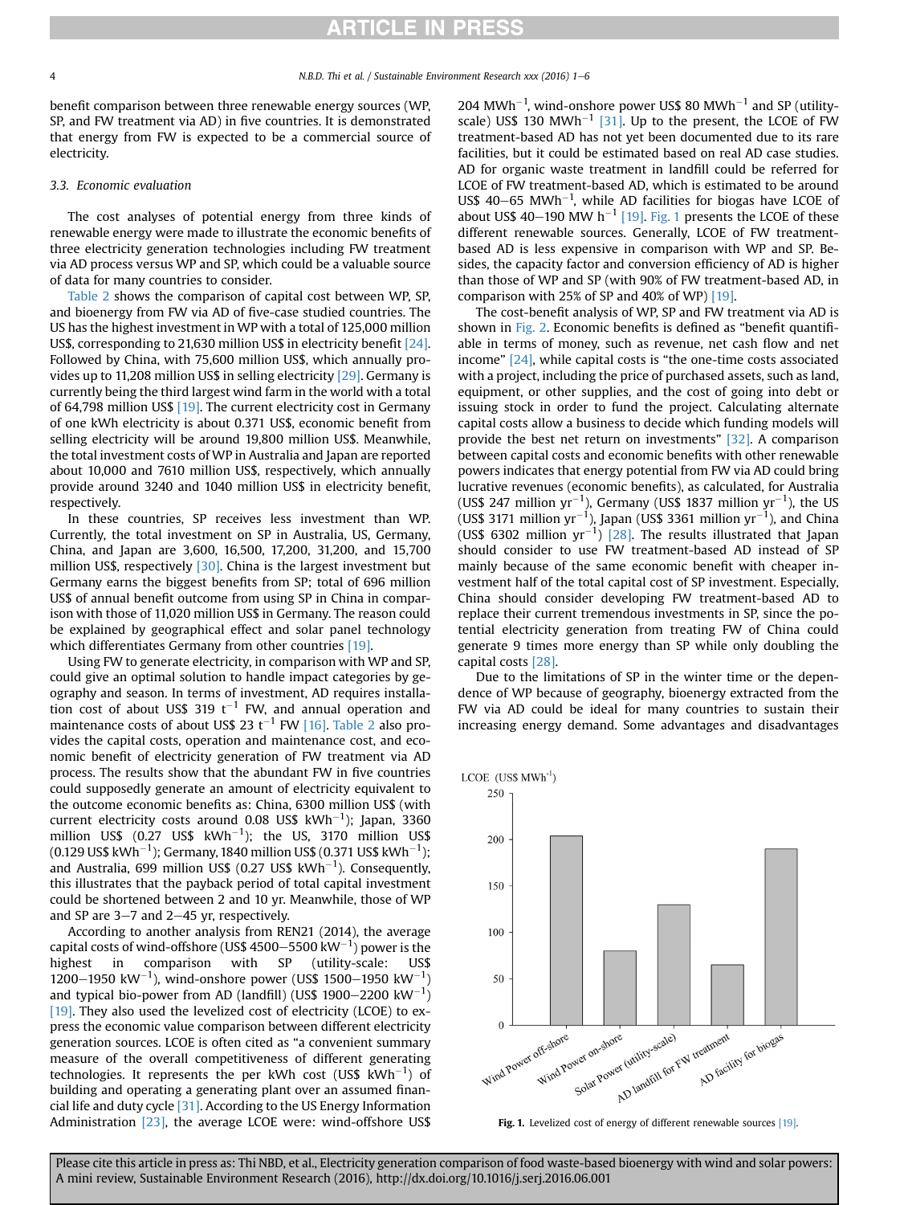benefit comparison between three renewable energy sources (WP, SP, and FW treatment via AD) in five countries. It is demonstrated that energy from FW is expected to be a commercial source of electricity.

### 3.3. Economic evaluation

The cost analyses of potential energy from three kinds of renewable energy were made to illustrate the economic benefits of three electricity generation technologies including FW treatment via AD process versus WP and SP, which could be a valuable source of data for many countries to consider.

Table 2 shows the comparison of capital cost between WP, SP, and bioenergy from FW via AD of five-case studied countries. The US has the highest investment in WP with a total of 125,000 million US$, corresponding to 21,630 million US$ in electricity benefit [24]. Followed by China, with 75,600 million US$, which annually provides up to 11,208 million US$ in selling electricity [29]. Germany is currently being the third largest wind farm in the world with a total of 64,798 million US$ [19]. The current electricity cost in Germany of one kWh electricity is about 0.371 US$, economic benefit from selling electricity will be around 19,800 million US$. Meanwhile, the total investment costs of WP in Australia and Japan are reported about 10,000 and 7610 million US$, respectively, which annually provide around 3240 and 1040 million US$ in electricity benefit, respectively.

In these countries, SP receives less investment than WP. Currently, the total investment on SP in Australia, US, Germany, China, and Japan are 3,600, 16,500, 17,200, 31,200, and 15,700 million US$, respectively [30]. China is the largest investment but Germany earns the biggest benefits from SP; total of 696 million US$ of annual benefit outcome from using SP in China in comparison with those of 11,020 million US$ in Germany. The reason could be explained by geographical effect and solar panel technology which differentiates Germany from other countries [19].

Using FW to generate electricity, in comparison with WP and SP, could give an optimal solution to handle impact categories by geography and season. In terms of investment, AD requires installation cost of about US$ 319 $t^{-1}$ FW, and annual operation and maintenance costs of about US$ 23 $t^{-1}$ FW [16]. Table 2 also provides the capital costs, operation and maintenance cost, and economic benefit of electricity generation of FW treatment via AD process. The results show that the abundant FW in five countries could supposedly generate an amount of electricity equivalent to the outcome economic benefits as: China, 6300 million US$ (with current electricity costs around 0.08 US$ $kWh^{-1}$); Japan, 3360 million US$ (0.27 US$ $kWh^{-1}$); the US, 3170 million US$ (0.129 US$ $kWh^{-1}$); Germany, 1840 million US$ (0.371 US$ $kWh^{-1}$); and Australia, 699 million US$ (0.27 US$ $kWh^{-1}$). Consequently, this illustrates that the payback period of total capital investment could be shortened between 2 and 10 yr. Meanwhile, those of WP and SP are 3–7 and 2–45 yr, respectively.

According to another analysis from REN21 (2014), the average capital costs of wind-offshore (US$ 4500–5500 $kW^{-1}$) power is the highest in comparison with SP (utility-scale: US$ 1200–1950 $kW^{-1}$), wind-onshore power (US$ 1500–1950 $kW^{-1}$) and typical bio-power from AD (landfill) (US$ 1900–2200 $kW^{-1}$) [19]. They also used the levelized cost of electricity (LCOE) to express the economic value comparison between different electricity generation sources. LCOE is often cited as "a convenient summary measure of the overall competitiveness of different generating technologies. It represents the per kWh cost (US$ $kWh^{-1}$) of building and operating a generating plant over an assumed financial life and duty cycle [31]. According to the US Energy Information Administration [23], the average LCOE were: wind-offshore US$ 204 $MWh^{-1}$, wind-onshore power US$ 80 $MWh^{-1}$ and SP (utility-scale) US$ 130 $MWh^{-1}$ [31]. Up to the present, the LCOE of FW treatment-based AD has not yet been documented due to its rare facilities, but it could be estimated based on real AD case studies. AD for organic waste treatment in landfill could be referred for LCOE of FW treatment-based AD, which is estimated to be around US$ 40–65 $MWh^{-1}$, while AD facilities for biogas have LCOE of about US$ 40–190 MW $h^{-1}$ [19]. Fig. 1 presents the LCOE of these different renewable sources. Generally, LCOE of FW treatment-based AD is less expensive in comparison with WP and SP. Besides, the capacity factor and conversion efficiency of AD is higher than those of WP and SP (with 90% of FW treatment-based AD, in comparison with 25% of SP and 40% of WP) [19].

The cost-benefit analysis of WP, SP and FW treatment via AD is shown in Fig. 2. Economic benefits is defined as "benefit quantifiable in terms of money, such as revenue, net cash flow and net income" [24], while capital costs is "the one-time costs associated with a project, including the price of purchased assets, such as land, equipment, or other supplies, and the cost of going into debt or issuing stock in order to fund the project. Calculating alternate capital costs allow a business to decide which funding models will provide the best net return on investments" [32]. A comparison between capital costs and economic benefits with other renewable powers indicates that energy potential from FW via AD could bring lucrative revenues (economic benefits), as calculated, for Australia (US$ 247 million $yr^{-1}$), Germany (US$ 1837 million $yr^{-1}$), the US (US$ 3171 million $yr^{-1}$), Japan (US$ 3361 million $yr^{-1}$), and China (US$ 6302 million $yr^{-1}$) [28]. The results illustrated that Japan should consider to use FW treatment-based AD instead of SP mainly because of the same economic benefit with cheaper investment half of the total capital cost of SP investment. Especially, China should consider developing FW treatment-based AD to replace their current tremendous investments in SP, since the potential electricity generation from treating FW of China could generate 9 times more energy than SP while only doubling the capital costs [28].

Due to the limitations of SP in the winter time or the dependence of WP because of geography, bioenergy extracted from the FW via AD could be ideal for many countries to sustain their increasing energy demand. Some advantages and disadvantages

Fig. 1. Levelized cost of energy of different renewable sources [19].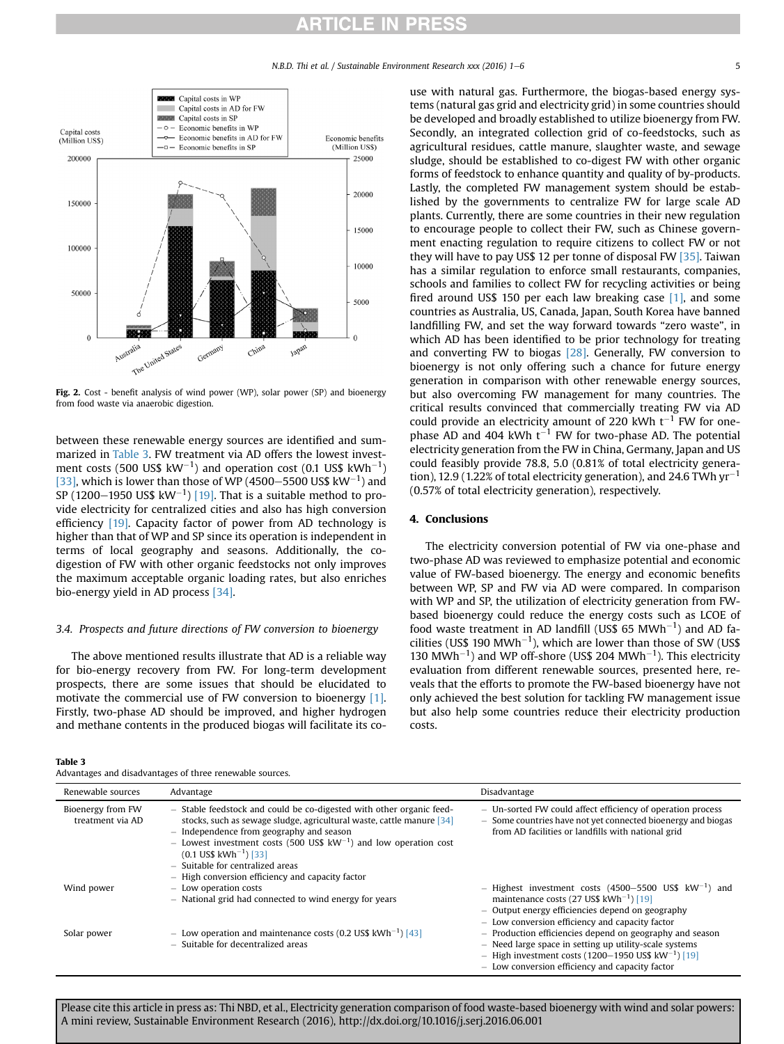Fig. 2. Cost - benefit analysis of wind power (WP), solar power (SP) and bioenergy from food waste via anaerobic digestion.

between these renewable energy sources are identified and summarized in Table 3. FW treatment via AD offers the lowest investment costs (500 US$ $kW^{-1}$) and operation cost (0.1 US$ $kWh^{-1}$) [33], which is lower than those of WP (4500–5500 US$ $kW^{-1}$) and SP (1200–1950 US$ $kW^{-1}$) [19]. That is a suitable method to provide electricity for centralized cities and also has high conversion efficiency [19]. Capacity factor of power from AD technology is higher than that of WP and SP since its operation is independent in terms of local geography and seasons. Additionally, the co-digestion of FW with other organic feedstocks not only improves the maximum acceptable organic loading rates, but also enriches bio-energy yield in AD process [34].

### 3.4. Prospects and future directions of FW conversion to bioenergy

The above mentioned results illustrate that AD is a reliable way for bio-energy recovery from FW. For long-term development prospects, there are some issues that should be elucidated to motivate the commercial use of FW conversion to bioenergy [1]. Firstly, two-phase AD should be improved, and higher hydrogen and methane contents in the produced biogas will facilitate its co-use with natural gas. Furthermore, the biogas-based energy systems (natural gas grid and electricity grid) in some countries should be developed and broadly established to utilize bioenergy from FW. Secondly, an integrated collection grid of co-feedstocks, such as agricultural residues, cattle manure, slaughter waste, and sewage sludge, should be established to co-digest FW with other organic forms of feedstock to enhance quantity and quality of by-products. Lastly, the completed FW management system should be established by the governments to centralize FW for large scale AD plants. Currently, there are some countries in their new regulation to encourage people to collect their FW, such as Chinese government enacting regulation to require citizens to collect FW or not they will have to pay US$ 12 per tonne of disposal FW [35]. Taiwan has a similar regulation to enforce small restaurants, companies, schools and families to collect FW for recycling activities or being fired around US$ 150 per each law breaking case [1], and some countries as Australia, US, Canada, Japan, South Korea have banned landfilling FW, and set the way forward towards "zero waste", in which AD has been identified to be prior technology for treating and converting FW to biogas [28]. Generally, FW conversion to bioenergy is not only offering such a chance for future energy generation in comparison with other renewable energy sources, but also overcoming FW management for many countries. The critical results convinced that commercially treating FW via AD could provide an electricity amount of 220 kWh $t^{-1}$ FW for one-phase AD and 404 kWh $t^{-1}$ FW for two-phase AD. The potential electricity generation from the FW in China, Germany, Japan and US could feasibly provide 78.8, 5.0 (0.81% of total electricity generation), 12.9 (1.22% of total electricity generation), and 24.6 TWh $yr^{-1}$ (0.57% of total electricity generation), respectively.

## 4. Conclusions

The electricity conversion potential of FW via one-phase and two-phase AD was reviewed to emphasize potential and economic value of FW-based bioenergy. The energy and economic benefits between WP, SP and FW via AD were compared. In comparison with WP and SP, the utilization of electricity generation from FW-based bioenergy could reduce the energy costs such as LCOE of food waste treatment in AD landfill (US$ 65 $MWh^{-1}$) and AD facilities (US$ 190 $MWh^{-1}$), which are lower than those of SW (US$ 130 $MWh^{-1}$) and WP off-shore (US$ 204 $MWh^{-1}$). This electricity evaluation from different renewable sources, presented here, reveals that the efforts to promote the FW-based bioenergy have not only achieved the best solution for tackling FW management issue but also help some countries reduce their electricity production costs.

**Table 3**
Advantages and disadvantages of three renewable sources.

| Renewable sources | Advantage | Disadvantage |
|---|---|---|
| Bioenergy from FW treatment via AD | – Stable feedstock and could be co-digested with other organic feedstocks, such as sewage sludge, agricultural waste, cattle manure [34]<br>– Independence from geography and season<br>– Lowest investment costs (500 US$ $kW^{-1}$) and low operation cost (0.1 US$ $kWh^{-1}$) [33]<br>– Suitable for centralized areas<br>– High conversion efficiency and capacity factor | – Un-sorted FW could affect efficiency of operation process<br>– Some countries have not yet connected bioenergy and biogas from AD facilities or landfills with national grid |
| Wind power | – Low operation costs<br>– National grid had connected to wind energy for years | – Highest investment costs (4500–5500 US$ $kW^{-1}$) and maintenance costs (27 US$ $kWh^{-1}$) [19]<br>– Output energy efficiencies depend on geography<br>– Low conversion efficiency and capacity factor |
| Solar power | – Low operation and maintenance costs (0.2 US$ $kWh^{-1}$) [43]<br>– Suitable for decentralized areas | – Production efficiencies depend on geography and season<br>– Need large space in setting up utility-scale systems<br>– High investment costs (1200–1950 US$ $kW^{-1}$) [19]<br>– Low conversion efficiency and capacity factor |

Please cite this article in press as: Thi NBD, et al., Electricity generation comparison of food waste-based bioenergy with wind and solar powers: A mini review, Sustainable Environment Research (2016), http://dx.doi.org/10.1016/j.serj.2016.06.001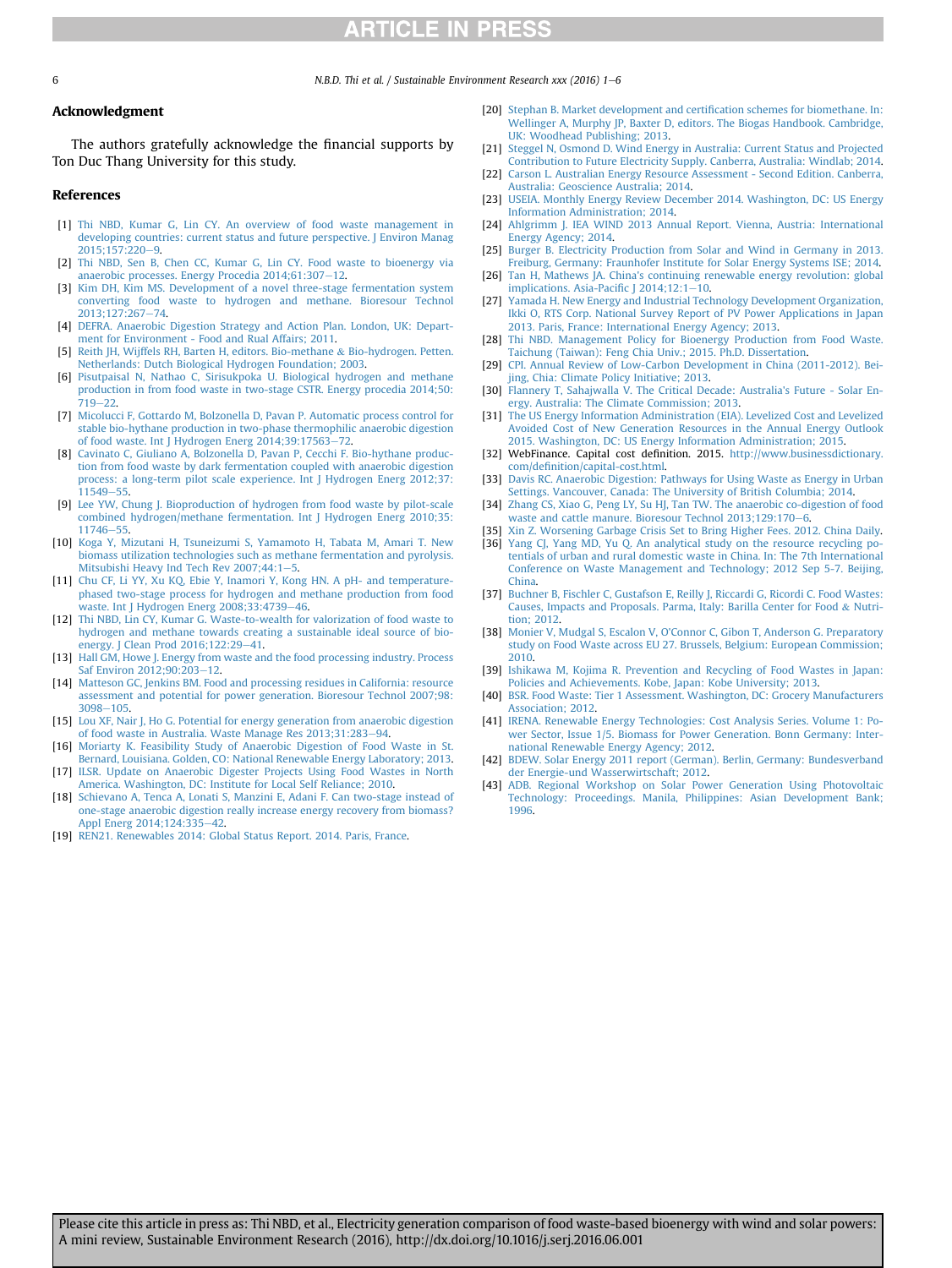## Acknowledgment

The authors gratefully acknowledge the financial supports by Ton Duc Thang University for this study.

## References

[1] Thi NBD, Kumar G, Lin CY. An overview of food waste management in developing countries: current status and future perspective. J Environ Manag 2015;157:220–9.

[2] Thi NBD, Sen B, Chen CC, Kumar G, Lin CY. Food waste to bioenergy via anaerobic processes. Energy Procedia 2014;61:307–12.

[3] Kim DH, Kim MS. Development of a novel three-stage fermentation system converting food waste to hydrogen and methane. Bioresour Technol 2013;127:267–74.

[4] DEFRA. Anaerobic Digestion Strategy and Action Plan. London, UK: Department for Environment - Food and Rual Affairs; 2011.

[5] Reith JH, Wijffels RH, Barten H, editors. Bio-methane & Bio-hydrogen. Petten. Netherlands: Dutch Biological Hydrogen Foundation; 2003.

[6] Pisutpaisal N, Nathao C, Sirisukpoka U. Biological hydrogen and methane production in from food waste in two-stage CSTR. Energy procedia 2014;50: 719–22.

[7] Micolucci F, Gottardo M, Bolzonella D, Pavan P. Automatic process control for stable bio-hythane production in two-phase thermophilic anaerobic digestion of food waste. Int J Hydrogen Energ 2014;39:17563–72.

[8] Cavinato C, Giuliano A, Bolzonella D, Pavan P, Cecchi F. Bio-hythane production from food waste by dark fermentation coupled with anaerobic digestion process: a long-term pilot scale experience. Int J Hydrogen Energ 2012;37: 11549–55.

[9] Lee YW, Chung J. Bioproduction of hydrogen from food waste by pilot-scale combined hydrogen/methane fermentation. Int J Hydrogen Energ 2010;35: 11746–55.

[10] Koga Y, Mizutani H, Tsuneizumi S, Yamamoto H, Tabata M, Amari T. New biomass utilization technologies such as methane fermentation and pyrolysis. Mitsubishi Heavy Ind Tech Rev 2007;44:1–5.

[11] Chu CF, Li YY, Xu KQ, Ebie Y, Inamori Y, Kong HN. A pH- and temperature-phased two-stage process for hydrogen and methane production from food waste. Int J Hydrogen Energ 2008;33:4739–46.

[12] Thi NBD, Lin CY, Kumar G. Waste-to-wealth for valorization of food waste to hydrogen and methane towards creating a sustainable ideal source of bioenergy. J Clean Prod 2016;122:29–41.

[13] Hall GM, Howe J. Energy from waste and the food processing industry. Process Saf Environ 2012;90:203–12.

[14] Matteson GC, Jenkins BM. Food and processing residues in California: resource assessment and potential for power generation. Bioresour Technol 2007;98: 3098–105.

[15] Lou XF, Nair J, Ho G. Potential for energy generation from anaerobic digestion of food waste in Australia. Waste Manage Res 2013;31:283–94.

[16] Moriarty K. Feasibility Study of Anaerobic Digestion of Food Waste in St. Bernard, Louisiana. Golden, CO: National Renewable Energy Laboratory; 2013.

[17] ILSR. Update on Anaerobic Digester Projects Using Food Wastes in North America. Washington, DC: Institute for Local Self Reliance; 2010.

[18] Schievano A, Tenca A, Lonati S, Manzini E, Adani F. Can two-stage instead of one-stage anaerobic digestion really increase energy recovery from biomass? Appl Energ 2014;124:335–42.

[19] REN21. Renewables 2014: Global Status Report. 2014. Paris, France.

[20] Stephan B. Market development and certification schemes for biomethane. In: Wellinger A, Murphy JP, Baxter D, editors. The Biogas Handbook. Cambridge, UK: Woodhead Publishing; 2013.

[21] Steggel N, Osmond D. Wind Energy in Australia: Current Status and Projected Contribution to Future Electricity Supply. Canberra, Australia: Windlab; 2014.

[22] Carson L. Australian Energy Resource Assessment - Second Edition. Canberra, Australia: Geoscience Australia; 2014.

[23] USEIA. Monthly Energy Review December 2014. Washington, DC: US Energy Information Administration; 2014.

[24] Ahlgrimm J. IEA WIND 2013 Annual Report. Vienna, Austria: International Energy Agency; 2014.

[25] Burger B. Electricity Production from Solar and Wind in Germany in 2013. Freiburg, Germany: Fraunhofer Institute for Solar Energy Systems ISE; 2014.

[26] Tan H, Mathews JA. China's continuing renewable energy revolution: global implications. Asia-Pacific J 2014;12:1–10.

[27] Yamada H. New Energy and Industrial Technology Development Organization, Ikki O, RTS Corp. National Survey Report of PV Power Applications in Japan 2013. Paris, France: International Energy Agency; 2013.

[28] Thi NBD. Management Policy for Bioenergy Production from Food Waste. Taichung (Taiwan): Feng Chia Univ.; 2015. Ph.D. Dissertation.

[29] CPI. Annual Review of Low-Carbon Development in China (2011-2012). Beijing, Chia: Climate Policy Initiative; 2013.

[30] Flannery T, Sahajwalla V. The Critical Decade: Australia's Future - Solar Energy. Australia: The Climate Commission; 2013.

[31] The US Energy Information Administration (EIA). Levelized Cost and Levelized Avoided Cost of New Generation Resources in the Annual Energy Outlook 2015. Washington, DC: US Energy Information Administration; 2015.

[32] WebFinance. Capital cost definition. 2015. http://www.businessdictionary.com/definition/capital-cost.html.

[33] Davis RC. Anaerobic Digestion: Pathways for Using Waste as Energy in Urban Settings. Vancouver, Canada: The University of British Columbia; 2014.

[34] Zhang CS, Xiao G, Peng LY, Su HJ, Tan TW. The anaerobic co-digestion of food waste and cattle manure. Bioresour Technol 2013;129:170–6.

[35] Xin Z. Worsening Garbage Crisis Set to Bring Higher Fees. 2012. China Daily.

[36] Yang CJ, Yang MD, Yu Q. An analytical study on the resource recycling potentials of urban and rural domestic waste in China. In: The 7th International Conference on Waste Management and Technology; 2012 Sep 5-7. Beijing, China.

[37] Buchner B, Fischler C, Gustafson E, Reilly J, Riccardi G, Ricordi C. Food Wastes: Causes, Impacts and Proposals. Parma, Italy: Barilla Center for Food & Nutrition; 2012.

[38] Monier V, Mudgal S, Escalon V, O'Connor C, Gibon T, Anderson G. Preparatory study on Food Waste across EU 27. Brussels, Belgium: European Commission; 2010.

[39] Ishikawa M, Kojima R. Prevention and Recycling of Food Wastes in Japan: Policies and Achievements. Kobe, Japan: Kobe University; 2013.

[40] BSR. Food Waste: Tier 1 Assessment. Washington, DC: Grocery Manufacturers Association; 2012.

[41] IRENA. Renewable Energy Technologies: Cost Analysis Series. Volume 1: Power Sector, Issue 1/5. Biomass for Power Generation. Bonn Germany: International Renewable Energy Agency; 2012.

[42] BDEW. Solar Energy 2011 report (German). Berlin, Germany: Bundesverband der Energie-und Wasserwirtschaft; 2012.

[43] ADB. Regional Workshop on Solar Power Generation Using Photovoltaic Technology: Proceedings. Manila, Philippines: Asian Development Bank; 1996.